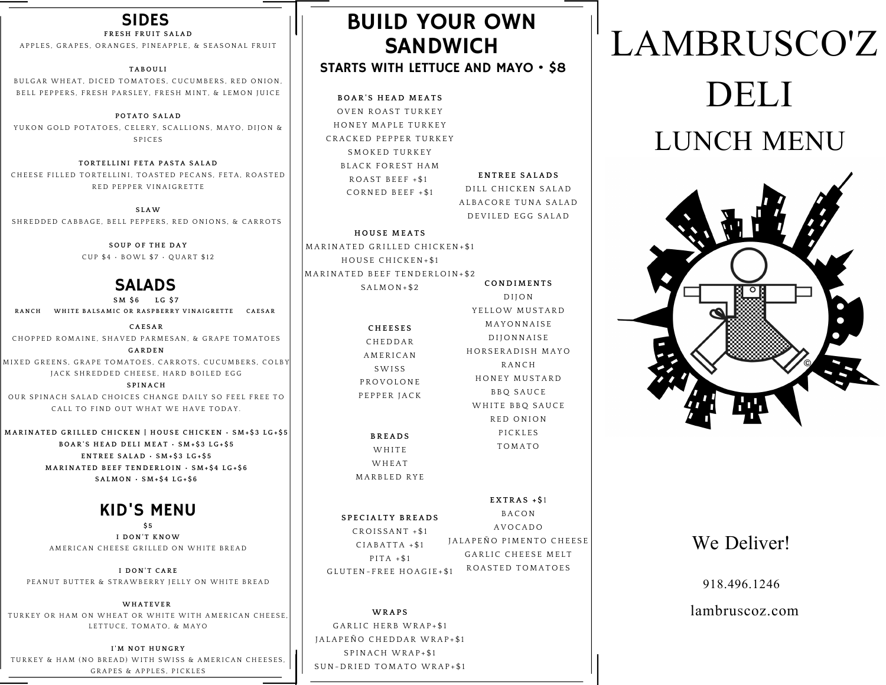# LAMBRUSCO'Z DELI

## LUNCH MENU

We Deliver!

918.496.1246

lambruscoz.com

## SIDES

**FRESH FRUIT SALAD**
APPLES, GRAPES, ORANGES, PINEAPPLE, & SEASONAL FRUIT

**TABOULI**
BULGAR WHEAT, DICED TOMATOES, CUCUMBERS, RED ONION, BELL PEPPERS, FRESH PARSLEY, FRESH MINT, & LEMON JUICE

**POTATO SALAD**
YUKON GOLD POTATOES, CELERY, SCALLIONS, MAYO, DIJON & SPICES

**TORTELLINI FETA PASTA SALAD**
CHEESE FILLED TORTELLINI, TOASTED PECANS, FETA, ROASTED RED PEPPER VINAIGRETTE

**SLAW**
SHREDDED CABBAGE, BELL PEPPERS, RED ONIONS, & CARROTS

**SOUP OF THE DAY**
CUP $4 · BOWL $7 · QUART $12

## SALADS

SM $6 LG $7

RANCH · WHITE BALSAMIC OR RASPBERRY VINAIGRETTE · CAESAR

**CAESAR**
CHOPPED ROMAINE, SHAVED PARMESAN, & GRAPE TOMATOES

**GARDEN**
MIXED GREENS, GRAPE TOMATOES, CARROTS, CUCUMBERS, COLBY JACK SHREDDED CHEESE, HARD BOILED EGG

**SPINACH**
OUR SPINACH SALAD CHOICES CHANGE DAILY SO FEEL FREE TO CALL TO FIND OUT WHAT WE HAVE TODAY.

**MARINATED GRILLED CHICKEN | HOUSE CHICKEN · SM+$3 LG+$5**
**BOAR'S HEAD DELI MEAT · SM+$3 LG+$5**
**ENTREE SALAD · SM+$3 LG+$5**
**MARINATED BEEF TENDERLOIN · SM+$4 LG+$6**
**SALMON · SM+$4 LG+$6**

## KID'S MENU

$5

**I DON'T KNOW**
AMERICAN CHEESE GRILLED ON WHITE BREAD

**I DON'T CARE**
PEANUT BUTTER & STRAWBERRY JELLY ON WHITE BREAD

**WHATEVER**
TURKEY OR HAM ON WHEAT OR WHITE WITH AMERICAN CHEESE, LETTUCE, TOMATO, & MAYO

**I'M NOT HUNGRY**
TURKEY & HAM (NO BREAD) WITH SWISS & AMERICAN CHEESES, GRAPES & APPLES, PICKLES

## BUILD YOUR OWN SANDWICH

### STARTS WITH LETTUCE AND MAYO • $8

**BOAR'S HEAD MEATS**
OVEN ROAST TURKEY
HONEY MAPLE TURKEY
CRACKED PEPPER TURKEY
SMOKED TURKEY
BLACK FOREST HAM
ROAST BEEF +$1
CORNED BEEF +$1

**ENTREE SALADS**
DILL CHICKEN SALAD
ALBACORE TUNA SALAD
DEVILED EGG SALAD

**HOUSE MEATS**
MARINATED GRILLED CHICKEN+$1
HOUSE CHICKEN+$1
MARINATED BEEF TENDERLOIN+$2
SALMON+$2

**CHEESES**
CHEDDAR
AMERICAN
SWISS
PROVOLONE
PEPPER JACK

**CONDIMENTS**
DIJON
YELLOW MUSTARD
MAYONNAISE
DIJONNAISE
HORSERADISH MAYO
RANCH
HONEY MUSTARD
BBQ SAUCE
WHITE BBQ SAUCE
RED ONION
PICKLES
TOMATO

**BREADS**
WHITE
WHEAT
MARBLED RYE

**SPECIALTY BREADS**
CROISSANT +$1
CIABATTA +$1
PITA +$1
GLUTEN-FREE HOAGIE+$1

**EXTRAS +$1**
BACON
AVOCADO
JALAPEÑO PIMENTO CHEESE
GARLIC CHEESE MELT
ROASTED TOMATOES

**WRAPS**
GARLIC HERB WRAP+$1
JALAPEÑO CHEDDAR WRAP+$1
SPINACH WRAP+$1
SUN-DRIED TOMATO WRAP+$1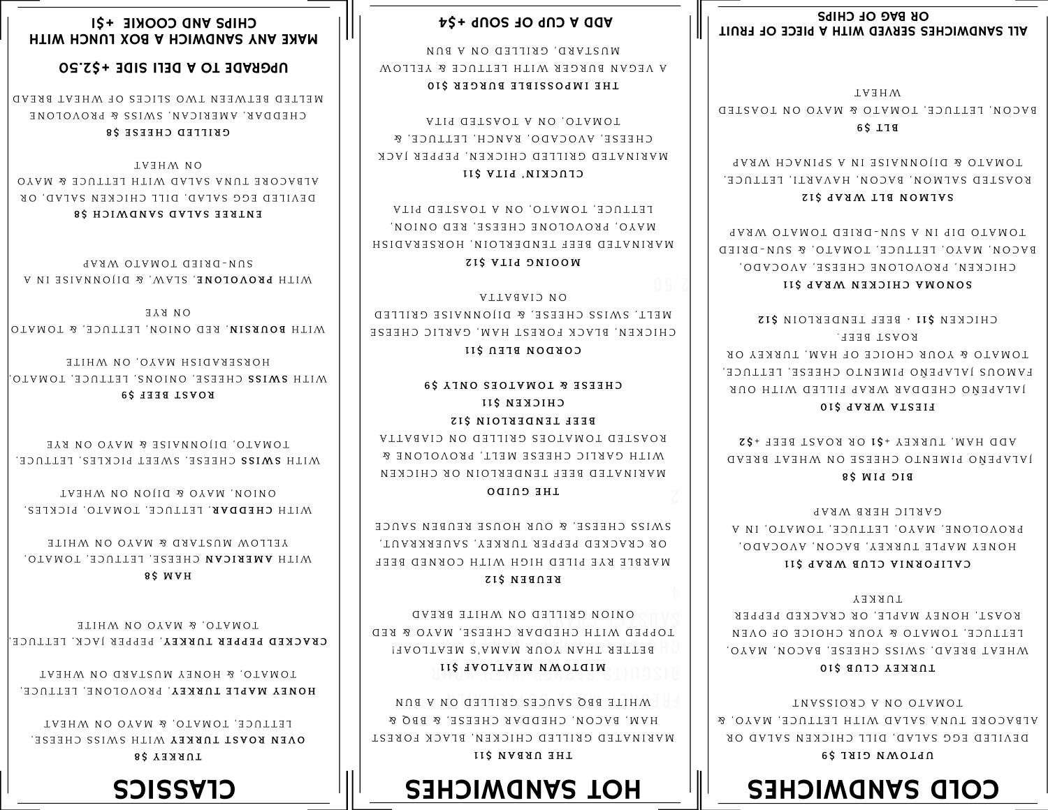# COLD SANDWICHES

**UPTOWN GIRL $9**
DEVILED EGG SALAD, DILL CHICKEN SALAD OR ALBACORE TUNA SALAD WITH LETTUCE, MAYO, & TOMATO ON A CROISSANT

**TURKEY CLUB $10**
WHEAT BREAD, SWISS CHEESE, BACON, MAYO, LETTUCE, TOMATO & YOUR CHOICE OF OVEN ROAST, HONEY MAPLE, OR CRACKED PEPPER TURKEY

**CALIFORNIA CLUB WRAP $11**
HONEY MAPLE TURKEY, BACON, AVOCADO, PROVOLONE, MAYO, LETTUCE, TOMATO, IN A GARLIC HERB WRAP

**BIG PIM $8**
JALAPEÑO PIMENTO CHEESE ON WHEAT BREAD
ADD HAM, TURKEY +$1 OR ROAST BEEF +$2

**FIESTA WRAP $10**
JALAPEÑO CHEDDAR WRAP FILLED WITH OUR FAMOUS JALAPEÑO PIMENTO CHEESE, LETTUCE, TOMATO & YOUR CHOICE OF HAM, TURKEY OR ROAST BEEF.
CHICKEN $11 · BEEF TENDERLOIN $12

**SONOMA CHICKEN WRAP $11**
CHICKEN, PROVOLONE CHEESE, AVOCADO, BACON, MAYO, LETTUCE, TOMATO, & SUN-DRIED TOMATO DIP IN A SUN-DRIED TOMATO WRAP

**SALMON BLT WRAP $12**
ROASTED SALMON, BACON, HAVARTI, LETTUCE, TOMATO & DIJONNAISE IN A SPINACH WRAP

**BLT $9**
BACON, LETTUCE, TOMATO & MAYO ON TOASTED WHEAT

**ALL SANDWICHES SERVED WITH A PIECE OF FRUIT OR BAG OF CHIPS**

# HOT SANDWICHES

**THE URBAN $11**
MARINATED GRILLED CHICKEN, BLACK FOREST HAM, BACON, CHEDDAR CHEESE, & BBQ & WHITE BBQ SAUCES GRILLED ON A BUN

**MIDTOWN MEATLOAF $11**
BETTER THAN YOUR MAMA'S MEATLOAF! TOPPED WITH CHEDDAR CHEESE, MAYO & RED ONION GRILLED ON WHITE BREAD

**REUBEN $12**
MARBLE RYE PILED HIGH WITH CORNED BEEF OR CRACKED PEPPER TURKEY, SAUERKRAUT, SWISS CHEESE, & OUR HOUSE REUBEN SAUCE

**THE GUIDO**
MARINATED BEEF TENDERLOIN OR CHICKEN WITH GARLIC CHEESE MELT, PROVOLONE & ROASTED TOMATOES GRILLED ON CIABATTA
**BEEF TENDERLOIN $12**
**CHICKEN $11**
**CHEESE & TOMATOES ONLY $9**

**CORDON BLEU $11**
CHICKEN, BLACK FOREST HAM, GARLIC CHEESE MELT, SWISS CHEESE, & DIJONNAISE GRILLED ON CIABATTA

**MOOING PITA $12**
MARINATED BEEF TENDERLOIN, HORSERADISH MAYO, PROVOLONE CHEESE, RED ONION, LETTUCE, TOMATO, ON A TOASTED PITA

**CLUCKIN' PITA $11**
MARINATED GRILLED CHICKEN, PEPPER JACK CHEESE, AVOCADO, RANCH, LETTUCE, & TOMATO, ON A TOASTED PITA

**THE IMPOSSIBLE BURGER $10**
A VEGAN BURGER WITH LETTUCE & YELLOW MUSTARD, GRILLED ON A BUN

**ADD A CUP OF SOUP +$4**

# CLASSICS

**TURKEY $8**
**OVEN ROAST TURKEY** WITH SWISS CHEESE, LETTUCE, TOMATO, & MAYO ON WHEAT
**HONEY MAPLE TURKEY**, PROVOLONE, LETTUCE, TOMATO, & HONEY MUSTARD ON WHEAT
**CRACKED PEPPER TURKEY**, PEPPER JACK, LETTUCE, TOMATO, & MAYO ON WHITE

**HAM $8**
WITH **AMERICAN** CHEESE, LETTUCE, TOMATO, YELLOW MUSTARD & MAYO ON WHITE
WITH **CHEDDAR**, LETTUCE, TOMATO, PICKLES, ONION, MAYO & DIJON ON WHEAT
WITH **SWISS** CHEESE, SWEET PICKLES, LETTUCE, TOMATO, DIJONNAISE & MAYO ON RYE

**ROAST BEEF $9**
WITH **SWISS** CHEESE, ONIONS, LETTUCE, TOMATO, HORSERADISH MAYO, ON WHITE
WITH **BOURSIN**, RED ONION, LETTUCE, & TOMATO ON RYE
WITH **PROVOLONE**, SLAW, & DIJONNAISE IN A SUN-DRIED TOMATO WRAP

**ENTREE SALAD SANDWICH $8**
DEVILED EGG SALAD, DILL CHICKEN SALAD, OR ALBACORE TUNA SALAD WITH LETTUCE & MAYO ON WHEAT

**GRILLED CHEESE $8**
CHEDDAR, AMERICAN, SWISS & PROVOLONE MELTED BETWEEN TWO SLICES OF WHEAT BREAD

**UPGRADE TO A DELI SIDE +$2.50**

**MAKE ANY SANDWICH A BOX LUNCH WITH CHIPS AND COOKIE +$1**